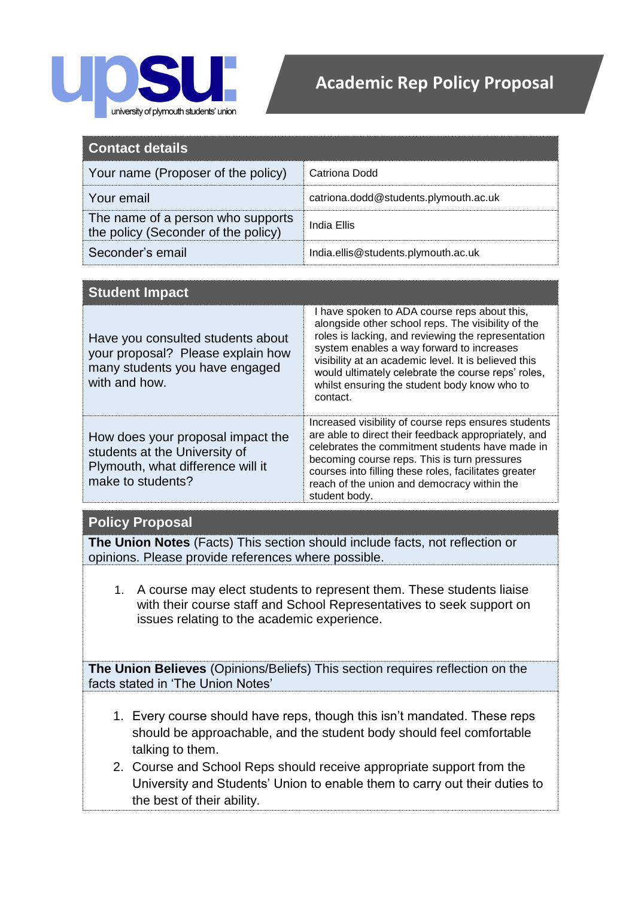upsu: university of plymouth students' union

# Academic Rep Policy Proposal

| Contact details | |
|---|---|
| Your name (Proposer of the policy) | Catriona Dodd |
| Your email | catriona.dodd@students.plymouth.ac.uk |
| The name of a person who supports the policy (Seconder of the policy) | India Ellis |
| Seconder's email | India.ellis@students.plymouth.ac.uk |

| Student Impact | |
|---|---|
| Have you consulted students about your proposal? Please explain how many students you have engaged with and how. | I have spoken to ADA course reps about this, alongside other school reps. The visibility of the roles is lacking, and reviewing the representation system enables a way forward to increases visibility at an academic level. It is believed this would ultimately celebrate the course reps' roles, whilst ensuring the student body know who to contact. |
| How does your proposal impact the students at the University of Plymouth, what difference will it make to students? | Increased visibility of course reps ensures students are able to direct their feedback appropriately, and celebrates the commitment students have made in becoming course reps. This is turn pressures courses into filling these roles, facilitates greater reach of the union and democracy within the student body. |

## Policy Proposal

**The Union Notes** (Facts) This section should include facts, not reflection or opinions. Please provide references where possible.

1. A course may elect students to represent them. These students liaise with their course staff and School Representatives to seek support on issues relating to the academic experience.

**The Union Believes** (Opinions/Beliefs) This section requires reflection on the facts stated in 'The Union Notes'

1. Every course should have reps, though this isn't mandated. These reps should be approachable, and the student body should feel comfortable talking to them.
2. Course and School Reps should receive appropriate support from the University and Students' Union to enable them to carry out their duties to the best of their ability.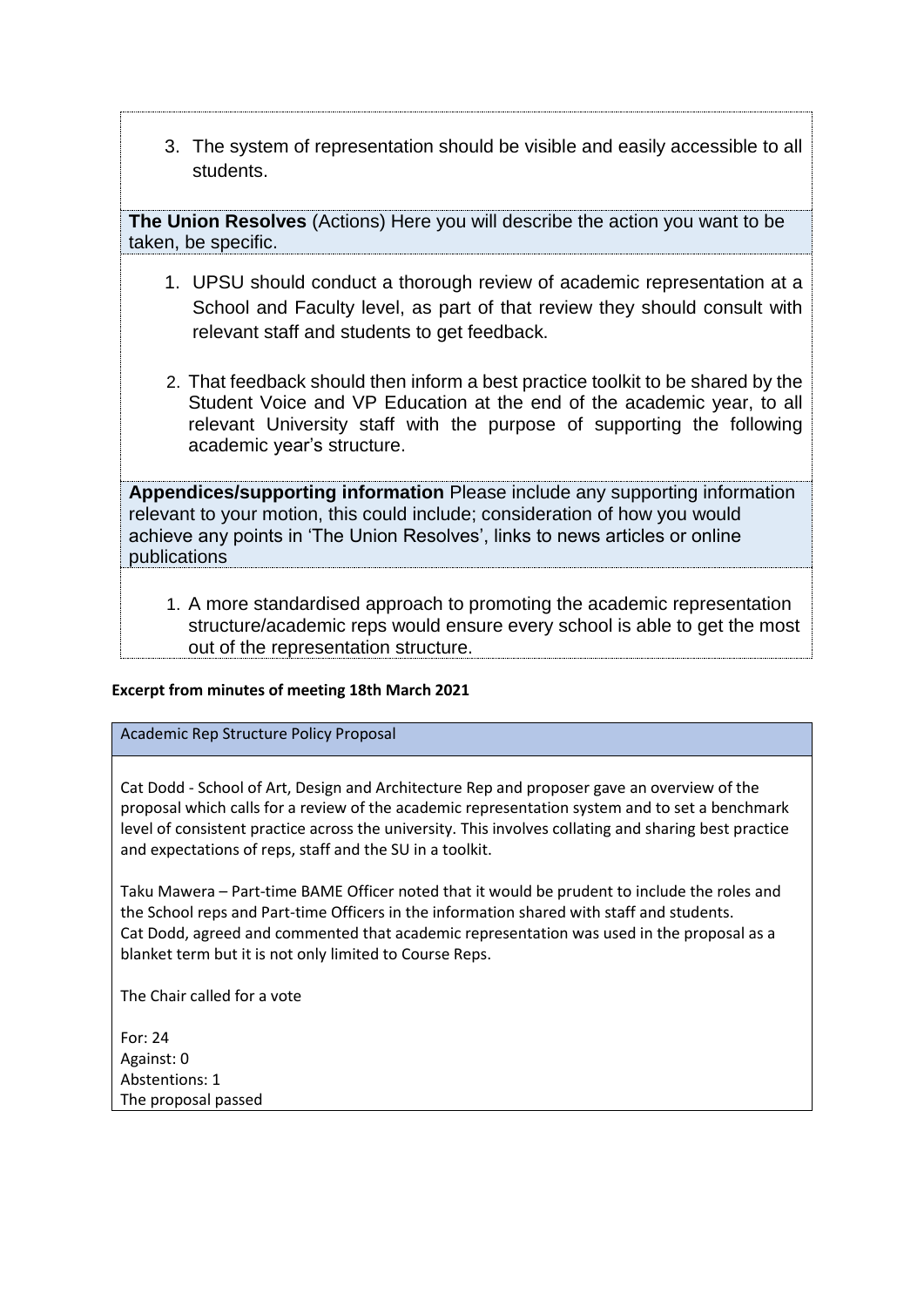3. The system of representation should be visible and easily accessible to all students.

**The Union Resolves** (Actions) Here you will describe the action you want to be taken, be specific.

1. UPSU should conduct a thorough review of academic representation at a School and Faculty level, as part of that review they should consult with relevant staff and students to get feedback.

2. That feedback should then inform a best practice toolkit to be shared by the Student Voice and VP Education at the end of the academic year, to all relevant University staff with the purpose of supporting the following academic year's structure.

**Appendices/supporting information** Please include any supporting information relevant to your motion, this could include; consideration of how you would achieve any points in 'The Union Resolves', links to news articles or online publications

1. A more standardised approach to promoting the academic representation structure/academic reps would ensure every school is able to get the most out of the representation structure.

**Excerpt from minutes of meeting 18th March 2021**

Academic Rep Structure Policy Proposal

Cat Dodd - School of Art, Design and Architecture Rep and proposer gave an overview of the proposal which calls for a review of the academic representation system and to set a benchmark level of consistent practice across the university. This involves collating and sharing best practice and expectations of reps, staff and the SU in a toolkit.

Taku Mawera – Part-time BAME Officer noted that it would be prudent to include the roles and the School reps and Part-time Officers in the information shared with staff and students.
Cat Dodd, agreed and commented that academic representation was used in the proposal as a blanket term but it is not only limited to Course Reps.

The Chair called for a vote

For: 24
Against: 0
Abstentions: 1
The proposal passed